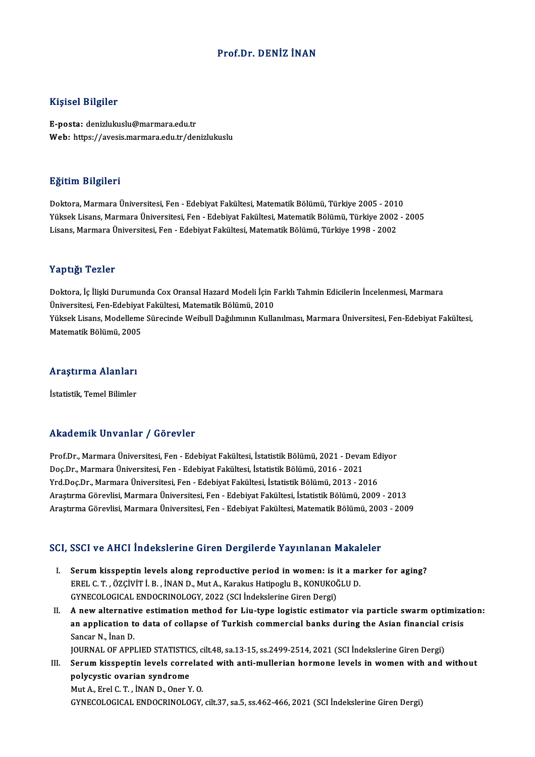# Prof.Dr. DENİZ İNAN

## Kişisel Bilgiler

**E-posta:** denizlukuslu@marmara.edu.tr
**Web:** https://avesis.marmara.edu.tr/denizlukuslu

## Eğitim Bilgileri

Doktora, Marmara Üniversitesi, Fen - Edebiyat Fakültesi, Matematik Bölümü, Türkiye 2005 - 2010
Yüksek Lisans, Marmara Üniversitesi, Fen - Edebiyat Fakültesi, Matematik Bölümü, Türkiye 2002 - 2005
Lisans, Marmara Üniversitesi, Fen - Edebiyat Fakültesi, Matematik Bölümü, Türkiye 1998 - 2002

## Yaptığı Tezler

Doktora, İç İlişki Durumunda Cox Oransal Hazard Modeli İçin Farklı Tahmin Edicilerin İncelenmesi, Marmara Üniversitesi, Fen-Edebiyat Fakültesi, Matematik Bölümü, 2010
Yüksek Lisans, Modelleme Sürecinde Weibull Dağılımının Kullanılması, Marmara Üniversitesi, Fen-Edebiyat Fakültesi, Matematik Bölümü, 2005

## Araştırma Alanları

İstatistik, Temel Bilimler

## Akademik Unvanlar / Görevler

Prof.Dr., Marmara Üniversitesi, Fen - Edebiyat Fakültesi, İstatistik Bölümü, 2021 - Devam Ediyor
Doç.Dr., Marmara Üniversitesi, Fen - Edebiyat Fakültesi, İstatistik Bölümü, 2016 - 2021
Yrd.Doç.Dr., Marmara Üniversitesi, Fen - Edebiyat Fakültesi, İstatistik Bölümü, 2013 - 2016
Araştırma Görevlisi, Marmara Üniversitesi, Fen - Edebiyat Fakültesi, İstatistik Bölümü, 2009 - 2013
Araştırma Görevlisi, Marmara Üniversitesi, Fen - Edebiyat Fakültesi, Matematik Bölümü, 2003 - 2009

## SCI, SSCI ve AHCI İndekslerine Giren Dergilerde Yayınlanan Makaleler

I. **Serum kisspeptin levels along reproductive period in women: is it a marker for aging?**
EREL C. T. , ÖZÇİVİT İ. B. , İNAN D., Mut A., Karakus Hatipoglu B., KONUKOĞLU D.
GYNECOLOGICAL ENDOCRINOLOGY, 2022 (SCI İndekslerine Giren Dergi)

II. **A new alternative estimation method for Liu-type logistic estimator via particle swarm optimization: an application to data of collapse of Turkish commercial banks during the Asian financial crisis**
Sancar N., İnan D.
JOURNAL OF APPLIED STATISTICS, cilt.48, sa.13-15, ss.2499-2514, 2021 (SCI İndekslerine Giren Dergi)

III. **Serum kisspeptin levels correlated with anti-mullerian hormone levels in women with and without polycystic ovarian syndrome**
Mut A., Erel C. T. , İNAN D., Oner Y. O.
GYNECOLOGICAL ENDOCRINOLOGY, cilt.37, sa.5, ss.462-466, 2021 (SCI İndekslerine Giren Dergi)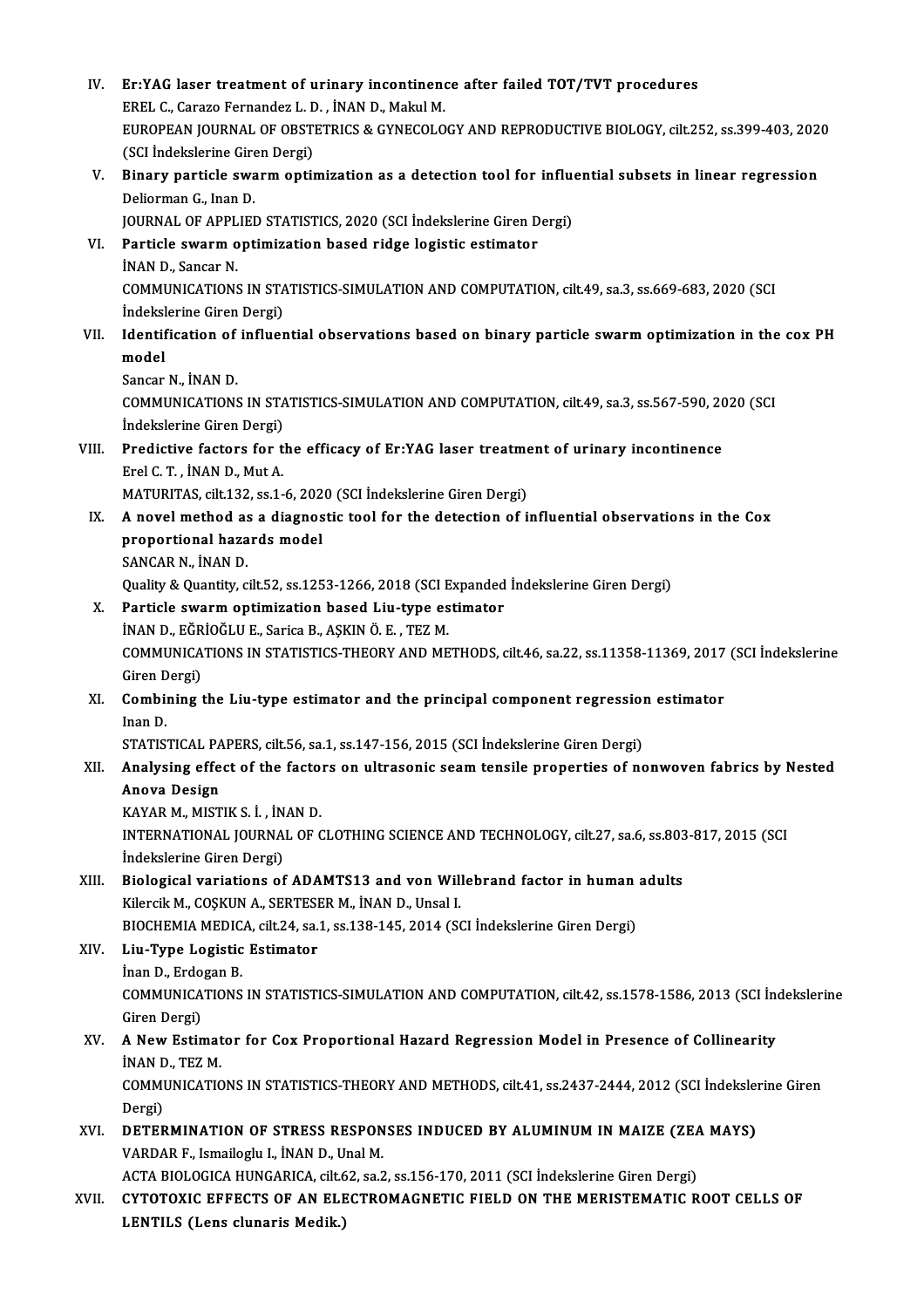IV. **Er:YAG laser treatment of urinary incontinence after failed TOT/TVT procedures**
EREL C., Carazo Fernandez L. D. , İNAN D., Makul M.
EUROPEAN JOURNAL OF OBSTETRICS & GYNECOLOGY AND REPRODUCTIVE BIOLOGY, cilt.252, ss.399-403, 2020 (SCI İndekslerine Giren Dergi)

V. **Binary particle swarm optimization as a detection tool for influential subsets in linear regression**
Deliorman G., Inan D.
JOURNAL OF APPLIED STATISTICS, 2020 (SCI İndekslerine Giren Dergi)

VI. **Particle swarm optimization based ridge logistic estimator**
İNAN D., Sancar N.
COMMUNICATIONS IN STATISTICS-SIMULATION AND COMPUTATION, cilt.49, sa.3, ss.669-683, 2020 (SCI İndekslerine Giren Dergi)

VII. **Identification of influential observations based on binary particle swarm optimization in the cox PH model**
Sancar N., İNAN D.
COMMUNICATIONS IN STATISTICS-SIMULATION AND COMPUTATION, cilt.49, sa.3, ss.567-590, 2020 (SCI İndekslerine Giren Dergi)

VIII. **Predictive factors for the efficacy of Er:YAG laser treatment of urinary incontinence**
Erel C. T. , İNAN D., Mut A.
MATURITAS, cilt.132, ss.1-6, 2020 (SCI İndekslerine Giren Dergi)

IX. **A novel method as a diagnostic tool for the detection of influential observations in the Cox proportional hazards model**
SANCAR N., İNAN D.
Quality & Quantity, cilt.52, ss.1253-1266, 2018 (SCI Expanded İndekslerine Giren Dergi)

X. **Particle swarm optimization based Liu-type estimator**
İNAN D., EĞRİOĞLU E., Sarica B., AŞKIN Ö. E. , TEZ M.
COMMUNICATIONS IN STATISTICS-THEORY AND METHODS, cilt.46, sa.22, ss.11358-11369, 2017 (SCI İndekslerine Giren Dergi)

XI. **Combining the Liu-type estimator and the principal component regression estimator**
Inan D.
STATISTICAL PAPERS, cilt.56, sa.1, ss.147-156, 2015 (SCI İndekslerine Giren Dergi)

XII. **Analysing effect of the factors on ultrasonic seam tensile properties of nonwoven fabrics by Nested Anova Design**
KAYAR M., MISTIK S. İ. , İNAN D.
INTERNATIONAL JOURNAL OF CLOTHING SCIENCE AND TECHNOLOGY, cilt.27, sa.6, ss.803-817, 2015 (SCI İndekslerine Giren Dergi)

XIII. **Biological variations of ADAMTS13 and von Willebrand factor in human adults**
Kilercik M., COŞKUN A., SERTESER M., İNAN D., Unsal I.
BIOCHEMIA MEDICA, cilt.24, sa.1, ss.138-145, 2014 (SCI İndekslerine Giren Dergi)

XIV. **Liu-Type Logistic Estimator**
İnan D., Erdogan B.
COMMUNICATIONS IN STATISTICS-SIMULATION AND COMPUTATION, cilt.42, ss.1578-1586, 2013 (SCI İndekslerine Giren Dergi)

XV. **A New Estimator for Cox Proportional Hazard Regression Model in Presence of Collinearity**
İNAN D., TEZ M.
COMMUNICATIONS IN STATISTICS-THEORY AND METHODS, cilt.41, ss.2437-2444, 2012 (SCI İndekslerine Giren Dergi)

XVI. **DETERMINATION OF STRESS RESPONSES INDUCED BY ALUMINUM IN MAIZE (ZEA MAYS)**
VARDAR F., Ismailoglu I., İNAN D., Unal M.
ACTA BIOLOGICA HUNGARICA, cilt.62, sa.2, ss.156-170, 2011 (SCI İndekslerine Giren Dergi)

XVII. **CYTOTOXIC EFFECTS OF AN ELECTROMAGNETIC FIELD ON THE MERISTEMATIC ROOT CELLS OF LENTILS (Lens clunaris Medik.)**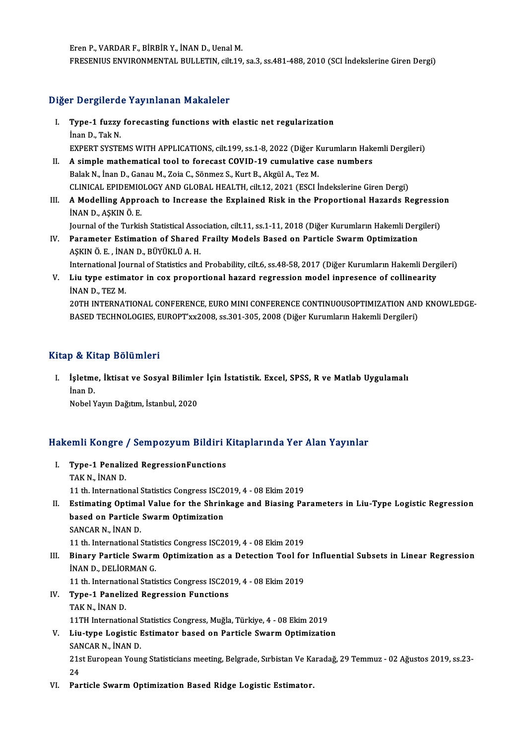Eren P., VARDAR F., BİRBİR Y., İNAN D., Uenal M.
FRESENIUS ENVIRONMENTAL BULLETIN, cilt.19, sa.3, ss.481-488, 2010 (SCI İndekslerine Giren Dergi)

## Diğer Dergilerde Yayınlanan Makaleler

I. **Type-1 fuzzy forecasting functions with elastic net regularization**
İnan D., Tak N.
EXPERT SYSTEMS WITH APPLICATIONS, cilt.199, ss.1-8, 2022 (Diğer Kurumların Hakemli Dergileri)

II. **A simple mathematical tool to forecast COVID-19 cumulative case numbers**
Balak N., İnan D., Ganau M., Zoia C., Sönmez S., Kurt B., Akgül A., Tez M.
CLINICAL EPIDEMIOLOGY AND GLOBAL HEALTH, cilt.12, 2021 (ESCI İndekslerine Giren Dergi)

III. **A Modelling Approach to Increase the Explained Risk in the Proportional Hazards Regression**
İNAN D., AŞKIN Ö. E.
Journal of the Turkish Statistical Association, cilt.11, ss.1-11, 2018 (Diğer Kurumların Hakemli Dergileri)

IV. **Parameter Estimation of Shared Frailty Models Based on Particle Swarm Optimization**
AŞKIN Ö. E. , İNAN D., BÜYÜKLÜ A. H.
International Journal of Statistics and Probability, cilt.6, ss.48-58, 2017 (Diğer Kurumların Hakemli Dergileri)

V. **Liu type estimator in cox proportional hazard regression model inpresence of collinearity**
İNAN D., TEZ M.
20TH INTERNATIONAL CONFERENCE, EURO MINI CONFERENCE CONTINUOUSOPTIMIZATION AND KNOWLEDGE-BASED TECHNOLOGIES, EUROPT'xx2008, ss.301-305, 2008 (Diğer Kurumların Hakemli Dergileri)

## Kitap & Kitap Bölümleri

I. **İşletme, İktisat ve Sosyal Bilimler İçin İstatistik. Excel, SPSS, R ve Matlab Uygulamalı**
İnan D.
Nobel Yayın Dağıtım, İstanbul, 2020

## Hakemli Kongre / Sempozyum Bildiri Kitaplarında Yer Alan Yayınlar

I. **Type-1 Penalized RegressionFunctions**
TAK N., İNAN D.
11 th. International Statistics Congress ISC2019, 4 - 08 Ekim 2019

II. **Estimating Optimal Value for the Shrinkage and Biasing Parameters in Liu-Type Logistic Regression based on Particle Swarm Optimization**
SANCAR N., İNAN D.
11 th. International Statistics Congress ISC2019, 4 - 08 Ekim 2019

III. **Binary Particle Swarm Optimization as a Detection Tool for Influential Subsets in Linear Regression**
İNAN D., DELİORMAN G.
11 th. International Statistics Congress ISC2019, 4 - 08 Ekim 2019

IV. **Type-1 Panelized Regression Functions**
TAK N., İNAN D.
11TH International Statistics Congress, Muğla, Türkiye, 4 - 08 Ekim 2019

V. **Liu-type Logistic Estimator based on Particle Swarm Optimization**
SANCAR N., İNAN D.
21st European Young Statisticians meeting, Belgrade, Sırbistan Ve Karadağ, 29 Temmuz - 02 Ağustos 2019, ss.23-24

VI. **Particle Swarm Optimization Based Ridge Logistic Estimator.**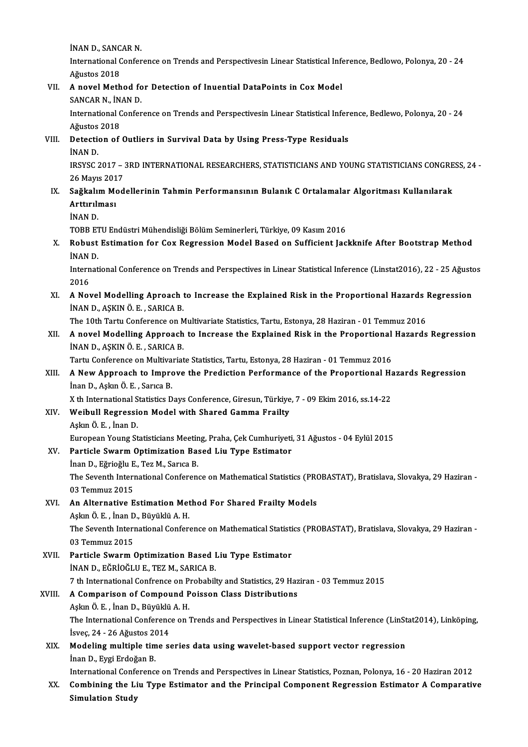İNAN D., SANCAR N.
International Conference on Trends and Perspectivesin Linear Statistical Inference, Bedlowo, Polonya, 20 - 24 Ağustos 2018

VII. **A novel Method for Detection of Inuential DataPoints in Cox Model**
SANCAR N., İNAN D.
International Conference on Trends and Perspectivesin Linear Statistical Inference, Bedlewo, Polonya, 20 - 24 Ağustos 2018

VIII. **Detection of Outliers in Survival Data by Using Press-Type Residuals**
İNAN D.
IRSYSC 2017 – 3RD INTERNATIONAL RESEARCHERS, STATISTICIANS AND YOUNG STATISTICIANS CONGRESS, 24 - 26 Mayıs 2017

IX. **Sağkalım Modellerinin Tahmin Performansının Bulanık C Ortalamalar Algoritması Kullanılarak Arttırılması**
İNAN D.
TOBB ETU Endüstri Mühendisliği Bölüm Seminerleri, Türkiye, 09 Kasım 2016

X. **Robust Estimation for Cox Regression Model Based on Sufficient Jackknife After Bootstrap Method**
İNAN D.
International Conference on Trends and Perspectives in Linear Statistical Inference (Linstat2016), 22 - 25 Ağustos 2016

XI. **A Novel Modelling Aproach to Increase the Explained Risk in the Proportional Hazards Regression**
İNAN D., AŞKIN Ö. E. , SARICA B.
The 10th Tartu Conference on Multivariate Statistics, Tartu, Estonya, 28 Haziran - 01 Temmuz 2016

XII. **A novel Modelling Approach to Increase the Explained Risk in the Proportional Hazards Regression**
İNAN D., AŞKIN Ö. E. , SARICA B.
Tartu Conference on Multivariate Statistics, Tartu, Estonya, 28 Haziran - 01 Temmuz 2016

XIII. **A New Approach to Improve the Prediction Performance of the Proportional Hazards Regression**
İnan D., Aşkın Ö. E. , Sarıca B.
X th International Statistics Days Conference, Giresun, Türkiye, 7 - 09 Ekim 2016, ss.14-22

XIV. **Weibull Regression Model with Shared Gamma Frailty**
Aşkın Ö. E. , İnan D.
European Young Statisticians Meeting, Praha, Çek Cumhuriyeti, 31 Ağustos - 04 Eylül 2015

XV. **Particle Swarm Optimization Based Liu Type Estimator**
İnan D., Eğrioğlu E., Tez M., Sarıca B.
The Seventh International Conference on Mathematical Statistics (PROBASTAT), Bratislava, Slovakya, 29 Haziran - 03 Temmuz 2015

XVI. **An Alternative Estimation Method For Shared Frailty Models**
Aşkın Ö. E. , İnan D., Büyüklü A. H.
The Seventh International Conference on Mathematical Statistics (PROBASTAT), Bratislava, Slovakya, 29 Haziran - 03 Temmuz 2015

XVII. **Particle Swarm Optimization Based Liu Type Estimator**
İNAN D., EĞRİOĞLU E., TEZ M., SARICA B.
7 th International Confrence on Probabilty and Statistics, 29 Haziran - 03 Temmuz 2015

XVIII. **A Comparison of Compound Poisson Class Distributions**
Aşkın Ö. E. , İnan D., Büyüklü A. H.
The International Conference on Trends and Perspectives in Linear Statistical Inference (LinStat2014), Linköping, İsveç, 24 - 26 Ağustos 2014

XIX. **Modeling multiple time series data using wavelet-based support vector regression**
İnan D., Eygi Erdoğan B.
International Conference on Trends and Perspectives in Linear Statistics, Poznan, Polonya, 16 - 20 Haziran 2012

XX. **Combining the Liu Type Estimator and the Principal Component Regression Estimator A Comparative Simulation Study**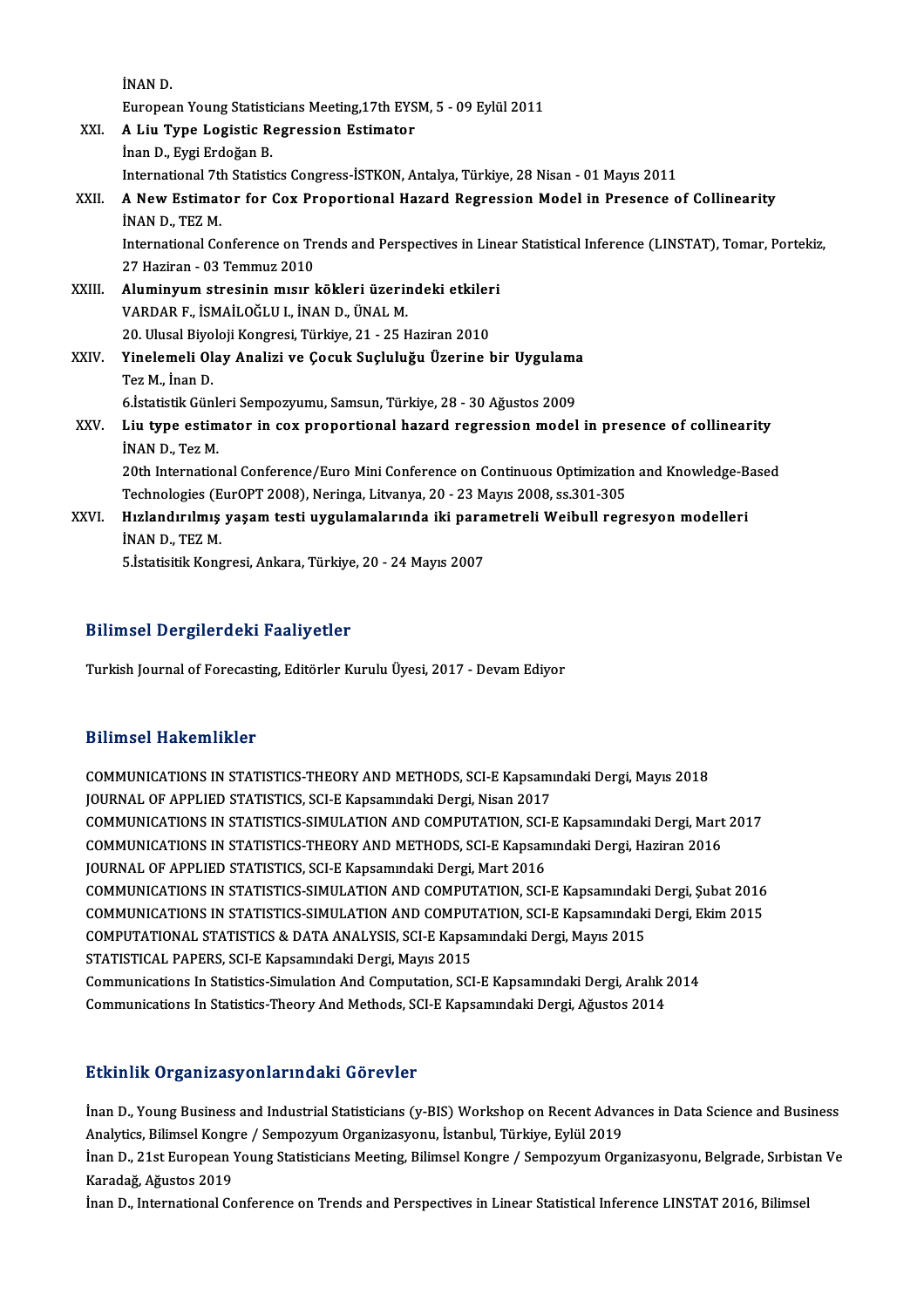İNAN D.
European Young Statisticians Meeting,17th EYSM, 5 - 09 Eylül 2011

XXI. **A Liu Type Logistic Regression Estimator**
İnan D., Eygi Erdoğan B.
International 7th Statistics Congress-İSTKON, Antalya, Türkiye, 28 Nisan - 01 Mayıs 2011

XXII. **A New Estimator for Cox Proportional Hazard Regression Model in Presence of Collinearity**
İNAN D., TEZ M.
International Conference on Trends and Perspectives in Linear Statistical Inference (LINSTAT), Tomar, Portekiz, 27 Haziran - 03 Temmuz 2010

XXIII. **Aluminyum stresinin mısır kökleri üzerindeki etkileri**
VARDAR F., İSMAİLOĞLU I., İNAN D., ÜNAL M.
20. Ulusal Biyoloji Kongresi, Türkiye, 21 - 25 Haziran 2010

XXIV. **Yinelemeli Olay Analizi ve Çocuk Suçluluğu Üzerine bir Uygulama**
Tez M., İnan D.
6.İstatistik Günleri Sempozyumu, Samsun, Türkiye, 28 - 30 Ağustos 2009

XXV. **Liu type estimator in cox proportional hazard regression model in presence of collinearity**
İNAN D., Tez M.
20th International Conference/Euro Mini Conference on Continuous Optimization and Knowledge-Based Technologies (EurOPT 2008), Neringa, Litvanya, 20 - 23 Mayıs 2008, ss.301-305

XXVI. **Hızlandırılmış yaşam testi uygulamalarında iki parametreli Weibull regresyon modelleri**
İNAN D., TEZ M.
5.İstatisitik Kongresi, Ankara, Türkiye, 20 - 24 Mayıs 2007

## Bilimsel Dergilerdeki Faaliyetler

Turkish Journal of Forecasting, Editörler Kurulu Üyesi, 2017 - Devam Ediyor

## Bilimsel Hakemlikler

COMMUNICATIONS IN STATISTICS-THEORY AND METHODS, SCI-E Kapsamındaki Dergi, Mayıs 2018
JOURNAL OF APPLIED STATISTICS, SCI-E Kapsamındaki Dergi, Nisan 2017
COMMUNICATIONS IN STATISTICS-SIMULATION AND COMPUTATION, SCI-E Kapsamındaki Dergi, Mart 2017
COMMUNICATIONS IN STATISTICS-THEORY AND METHODS, SCI-E Kapsamındaki Dergi, Haziran 2016
JOURNAL OF APPLIED STATISTICS, SCI-E Kapsamındaki Dergi, Mart 2016
COMMUNICATIONS IN STATISTICS-SIMULATION AND COMPUTATION, SCI-E Kapsamındaki Dergi, Şubat 2016
COMMUNICATIONS IN STATISTICS-SIMULATION AND COMPUTATION, SCI-E Kapsamındaki Dergi, Ekim 2015
COMPUTATIONAL STATISTICS & DATA ANALYSIS, SCI-E Kapsamındaki Dergi, Mayıs 2015
STATISTICAL PAPERS, SCI-E Kapsamındaki Dergi, Mayıs 2015
Communications In Statistics-Simulation And Computation, SCI-E Kapsamındaki Dergi, Aralık 2014
Communications In Statistics-Theory And Methods, SCI-E Kapsamındaki Dergi, Ağustos 2014

## Etkinlik Organizasyonlarındaki Görevler

İnan D., Young Business and Industrial Statisticians (y-BIS) Workshop on Recent Advances in Data Science and Business Analytics, Bilimsel Kongre / Sempozyum Organizasyonu, İstanbul, Türkiye, Eylül 2019
İnan D., 21st European Young Statisticians Meeting, Bilimsel Kongre / Sempozyum Organizasyonu, Belgrade, Sırbistan Ve Karadağ, Ağustos 2019
İnan D., International Conference on Trends and Perspectives in Linear Statistical Inference LINSTAT 2016, Bilimsel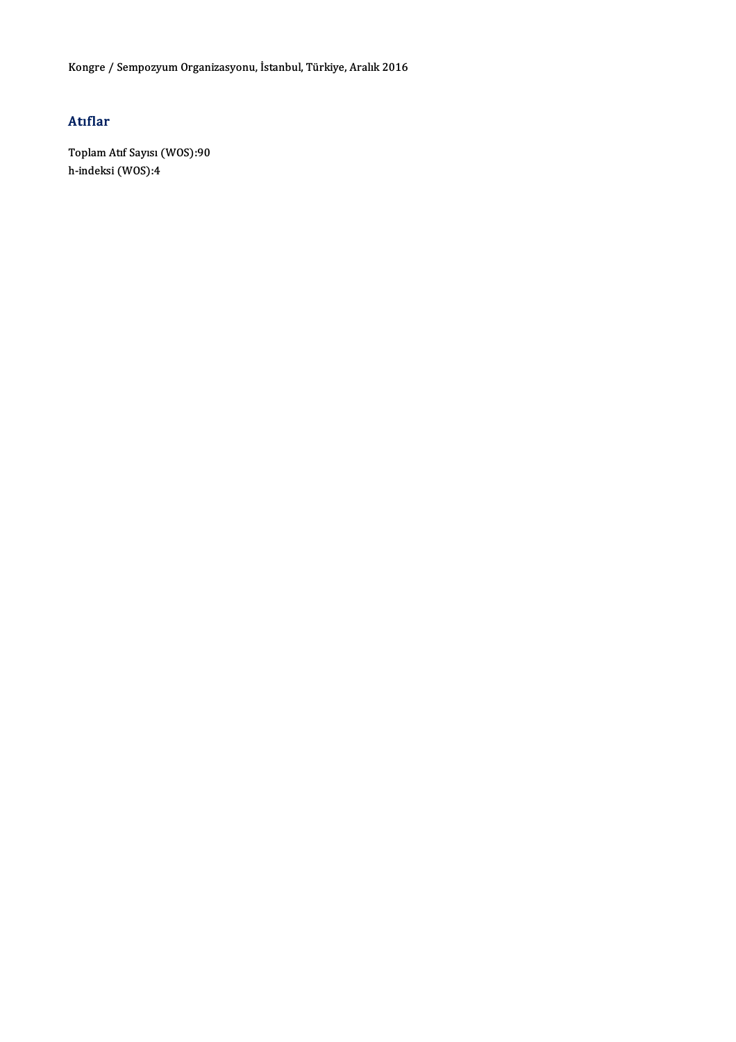Kongre / Sempozyum Organizasyonu, İstanbul, Türkiye, Aralık 2016

## Atıflar

Toplam Atıf Sayısı (WOS):90
h-indeksi (WOS):4